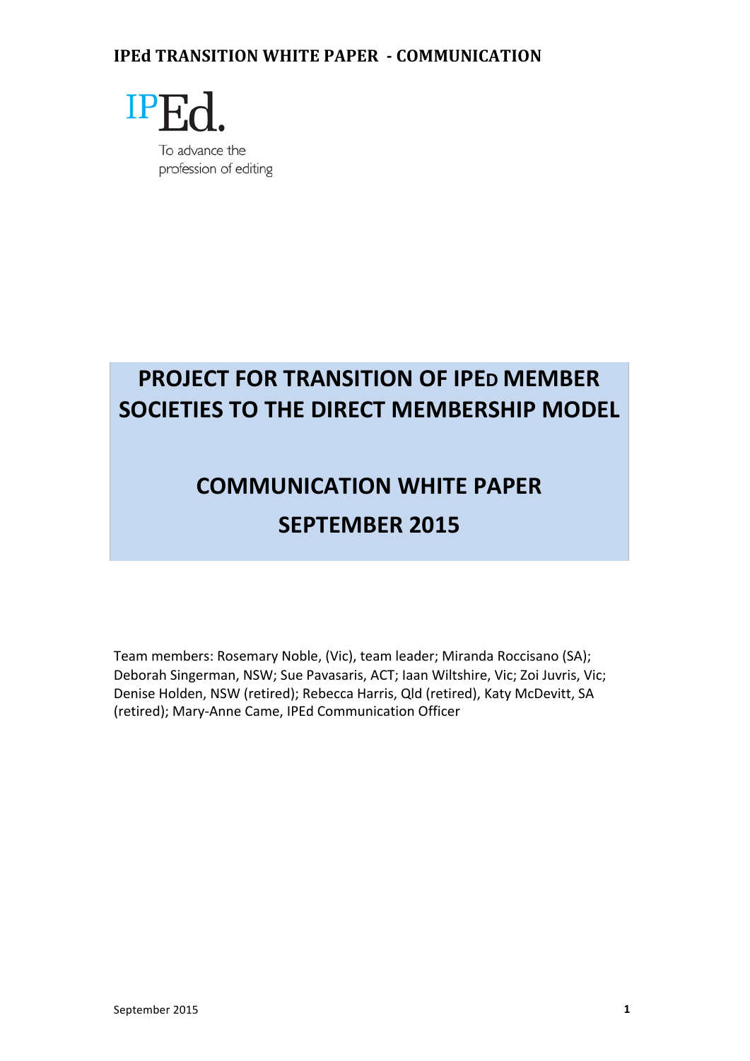# IPEd TRANSITION WHITE PAPER - COMMUNICATION

IPEd.

To advance the profession of editing

## PROJECT FOR TRANSITION OF IPED MEMBER SOCIETIES TO THE DIRECT MEMBERSHIP MODEL

## COMMUNICATION WHITE PAPER

## SEPTEMBER 2015

Team members: Rosemary Noble, (Vic), team leader; Miranda Roccisano (SA); Deborah Singerman, NSW; Sue Pavasaris, ACT; Iaan Wiltshire, Vic; Zoi Juvris, Vic; Denise Holden, NSW (retired); Rebecca Harris, Qld (retired), Katy McDevitt, SA (retired); Mary-Anne Came, IPEd Communication Officer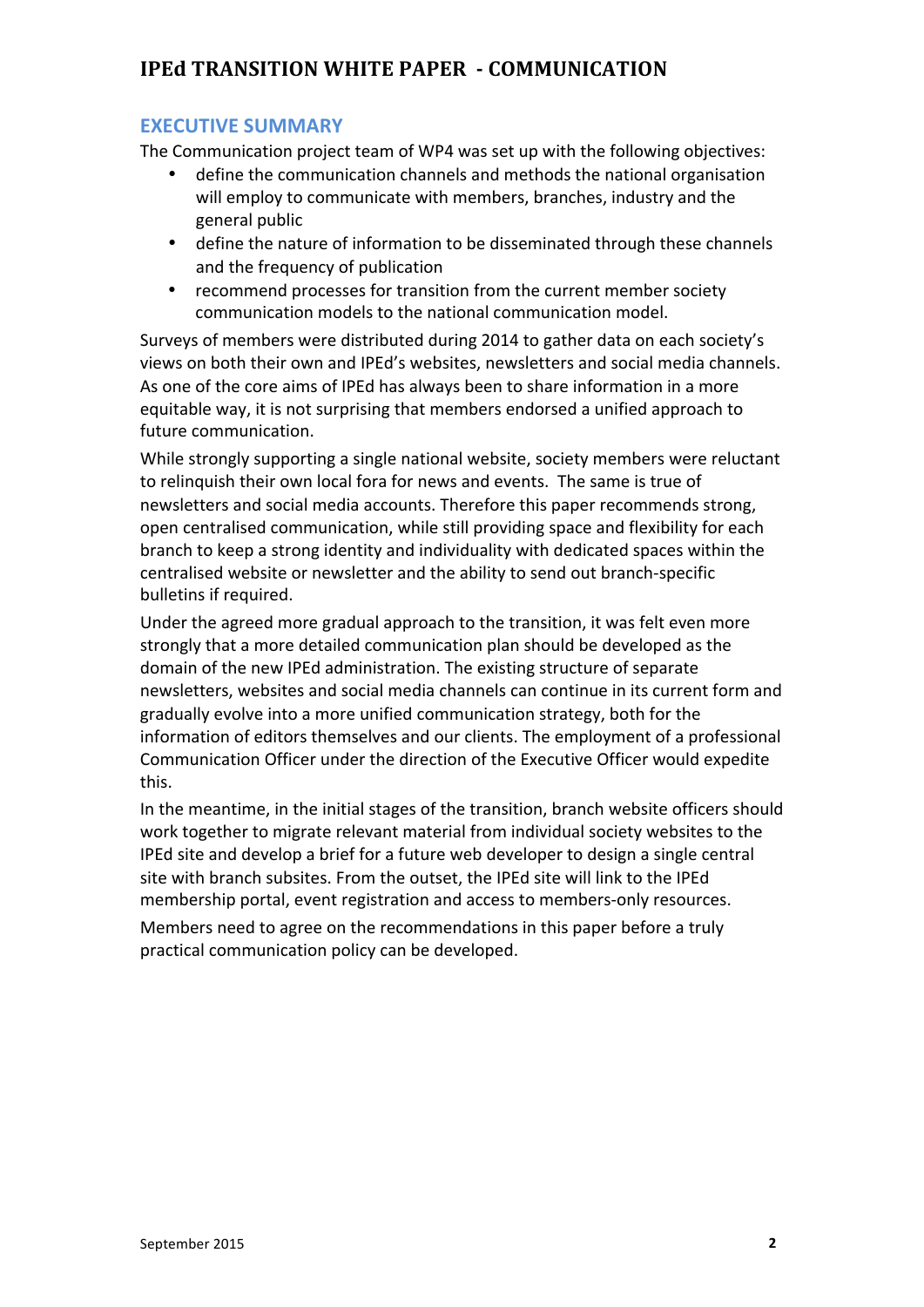# IPEd TRANSITION WHITE PAPER - COMMUNICATION

## EXECUTIVE SUMMARY

The Communication project team of WP4 was set up with the following objectives:

- define the communication channels and methods the national organisation will employ to communicate with members, branches, industry and the general public
- define the nature of information to be disseminated through these channels and the frequency of publication
- recommend processes for transition from the current member society communication models to the national communication model.

Surveys of members were distributed during 2014 to gather data on each society's views on both their own and IPEd's websites, newsletters and social media channels. As one of the core aims of IPEd has always been to share information in a more equitable way, it is not surprising that members endorsed a unified approach to future communication.

While strongly supporting a single national website, society members were reluctant to relinquish their own local fora for news and events. The same is true of newsletters and social media accounts. Therefore this paper recommends strong, open centralised communication, while still providing space and flexibility for each branch to keep a strong identity and individuality with dedicated spaces within the centralised website or newsletter and the ability to send out branch-specific bulletins if required.

Under the agreed more gradual approach to the transition, it was felt even more strongly that a more detailed communication plan should be developed as the domain of the new IPEd administration. The existing structure of separate newsletters, websites and social media channels can continue in its current form and gradually evolve into a more unified communication strategy, both for the information of editors themselves and our clients. The employment of a professional Communication Officer under the direction of the Executive Officer would expedite this.

In the meantime, in the initial stages of the transition, branch website officers should work together to migrate relevant material from individual society websites to the IPEd site and develop a brief for a future web developer to design a single central site with branch subsites. From the outset, the IPEd site will link to the IPEd membership portal, event registration and access to members-only resources.

Members need to agree on the recommendations in this paper before a truly practical communication policy can be developed.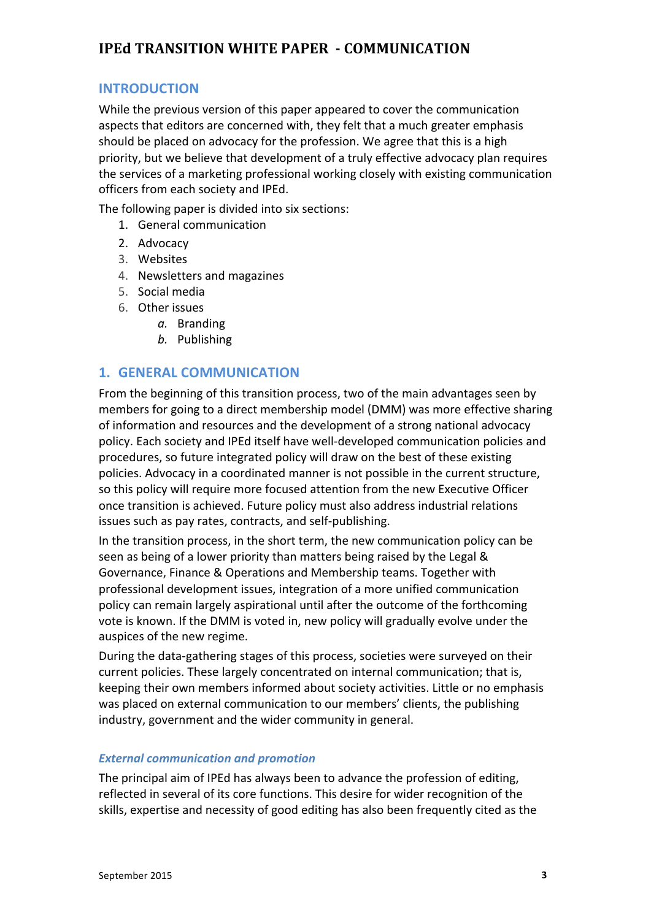# IPEd TRANSITION WHITE PAPER - COMMUNICATION

## INTRODUCTION

While the previous version of this paper appeared to cover the communication aspects that editors are concerned with, they felt that a much greater emphasis should be placed on advocacy for the profession. We agree that this is a high priority, but we believe that development of a truly effective advocacy plan requires the services of a marketing professional working closely with existing communication officers from each society and IPEd.

The following paper is divided into six sections:

1. General communication
2. Advocacy
3. Websites
4. Newsletters and magazines
5. Social media
6. Other issues
    a. Branding
    b. Publishing

## 1. GENERAL COMMUNICATION

From the beginning of this transition process, two of the main advantages seen by members for going to a direct membership model (DMM) was more effective sharing of information and resources and the development of a strong national advocacy policy. Each society and IPEd itself have well-developed communication policies and procedures, so future integrated policy will draw on the best of these existing policies. Advocacy in a coordinated manner is not possible in the current structure, so this policy will require more focused attention from the new Executive Officer once transition is achieved. Future policy must also address industrial relations issues such as pay rates, contracts, and self-publishing.

In the transition process, in the short term, the new communication policy can be seen as being of a lower priority than matters being raised by the Legal & Governance, Finance & Operations and Membership teams. Together with professional development issues, integration of a more unified communication policy can remain largely aspirational until after the outcome of the forthcoming vote is known. If the DMM is voted in, new policy will gradually evolve under the auspices of the new regime.

During the data-gathering stages of this process, societies were surveyed on their current policies. These largely concentrated on internal communication; that is, keeping their own members informed about society activities. Little or no emphasis was placed on external communication to our members' clients, the publishing industry, government and the wider community in general.

### *External communication and promotion*

The principal aim of IPEd has always been to advance the profession of editing, reflected in several of its core functions. This desire for wider recognition of the skills, expertise and necessity of good editing has also been frequently cited as the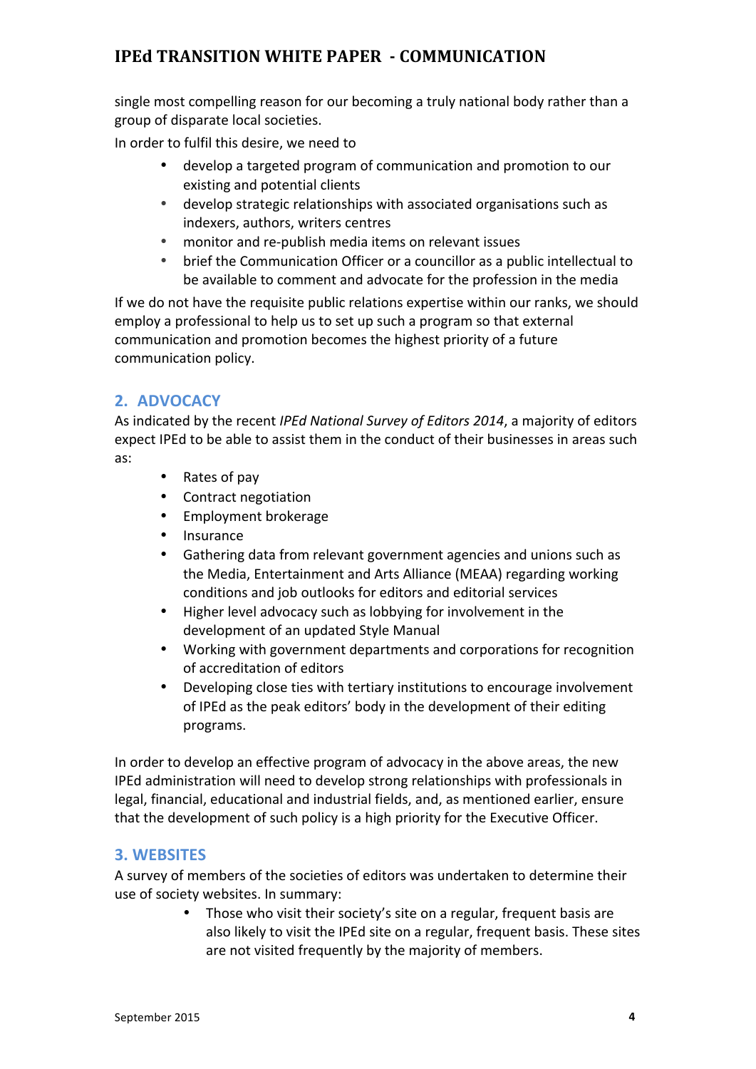single most compelling reason for our becoming a truly national body rather than a group of disparate local societies.

In order to fulfil this desire, we need to

- develop a targeted program of communication and promotion to our existing and potential clients
- develop strategic relationships with associated organisations such as indexers, authors, writers centres
- monitor and re-publish media items on relevant issues
- brief the Communication Officer or a councillor as a public intellectual to be available to comment and advocate for the profession in the media

If we do not have the requisite public relations expertise within our ranks, we should employ a professional to help us to set up such a program so that external communication and promotion becomes the highest priority of a future communication policy.

## 2. ADVOCACY

As indicated by the recent *IPEd National Survey of Editors 2014*, a majority of editors expect IPEd to be able to assist them in the conduct of their businesses in areas such as:

- Rates of pay
- Contract negotiation
- Employment brokerage
- Insurance
- Gathering data from relevant government agencies and unions such as the Media, Entertainment and Arts Alliance (MEAA) regarding working conditions and job outlooks for editors and editorial services
- Higher level advocacy such as lobbying for involvement in the development of an updated Style Manual
- Working with government departments and corporations for recognition of accreditation of editors
- Developing close ties with tertiary institutions to encourage involvement of IPEd as the peak editors' body in the development of their editing programs.

In order to develop an effective program of advocacy in the above areas, the new IPEd administration will need to develop strong relationships with professionals in legal, financial, educational and industrial fields, and, as mentioned earlier, ensure that the development of such policy is a high priority for the Executive Officer.

## 3. WEBSITES

A survey of members of the societies of editors was undertaken to determine their use of society websites. In summary:

- Those who visit their society's site on a regular, frequent basis are also likely to visit the IPEd site on a regular, frequent basis. These sites are not visited frequently by the majority of members.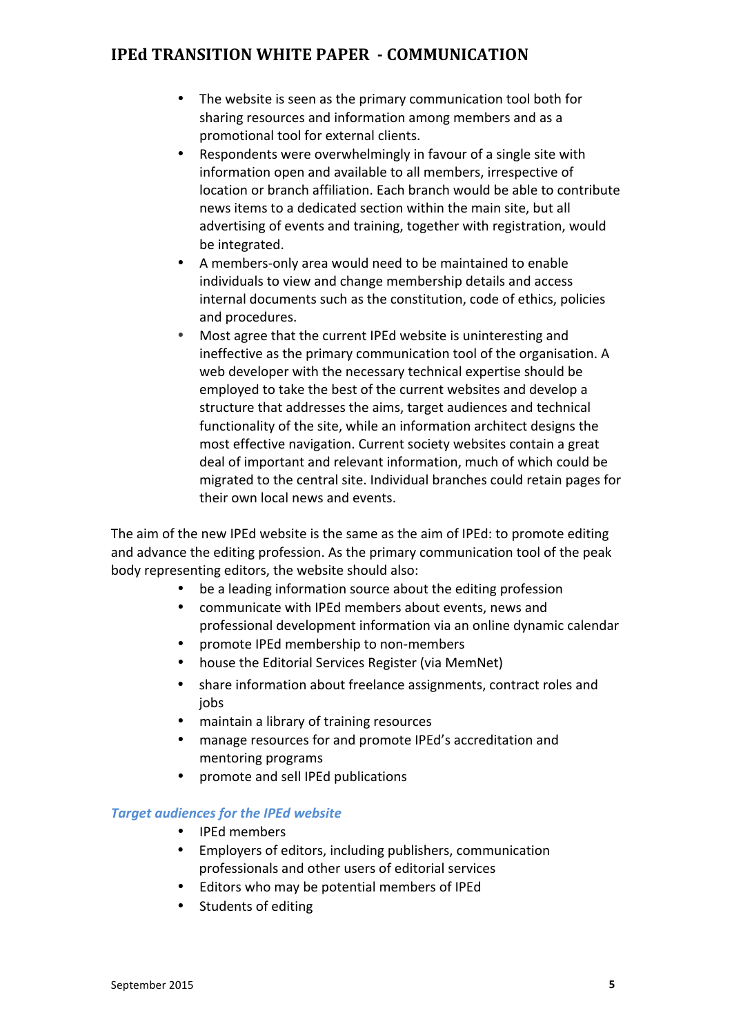- The website is seen as the primary communication tool both for sharing resources and information among members and as a promotional tool for external clients.
- Respondents were overwhelmingly in favour of a single site with information open and available to all members, irrespective of location or branch affiliation. Each branch would be able to contribute news items to a dedicated section within the main site, but all advertising of events and training, together with registration, would be integrated.
- A members-only area would need to be maintained to enable individuals to view and change membership details and access internal documents such as the constitution, code of ethics, policies and procedures.
- Most agree that the current IPEd website is uninteresting and ineffective as the primary communication tool of the organisation. A web developer with the necessary technical expertise should be employed to take the best of the current websites and develop a structure that addresses the aims, target audiences and technical functionality of the site, while an information architect designs the most effective navigation. Current society websites contain a great deal of important and relevant information, much of which could be migrated to the central site. Individual branches could retain pages for their own local news and events.

The aim of the new IPEd website is the same as the aim of IPEd: to promote editing and advance the editing profession. As the primary communication tool of the peak body representing editors, the website should also:

- be a leading information source about the editing profession
- communicate with IPEd members about events, news and professional development information via an online dynamic calendar
- promote IPEd membership to non-members
- house the Editorial Services Register (via MemNet)
- share information about freelance assignments, contract roles and jobs
- maintain a library of training resources
- manage resources for and promote IPEd's accreditation and mentoring programs
- promote and sell IPEd publications

### *Target audiences for the IPEd website*

- IPEd members
- Employers of editors, including publishers, communication professionals and other users of editorial services
- Editors who may be potential members of IPEd
- Students of editing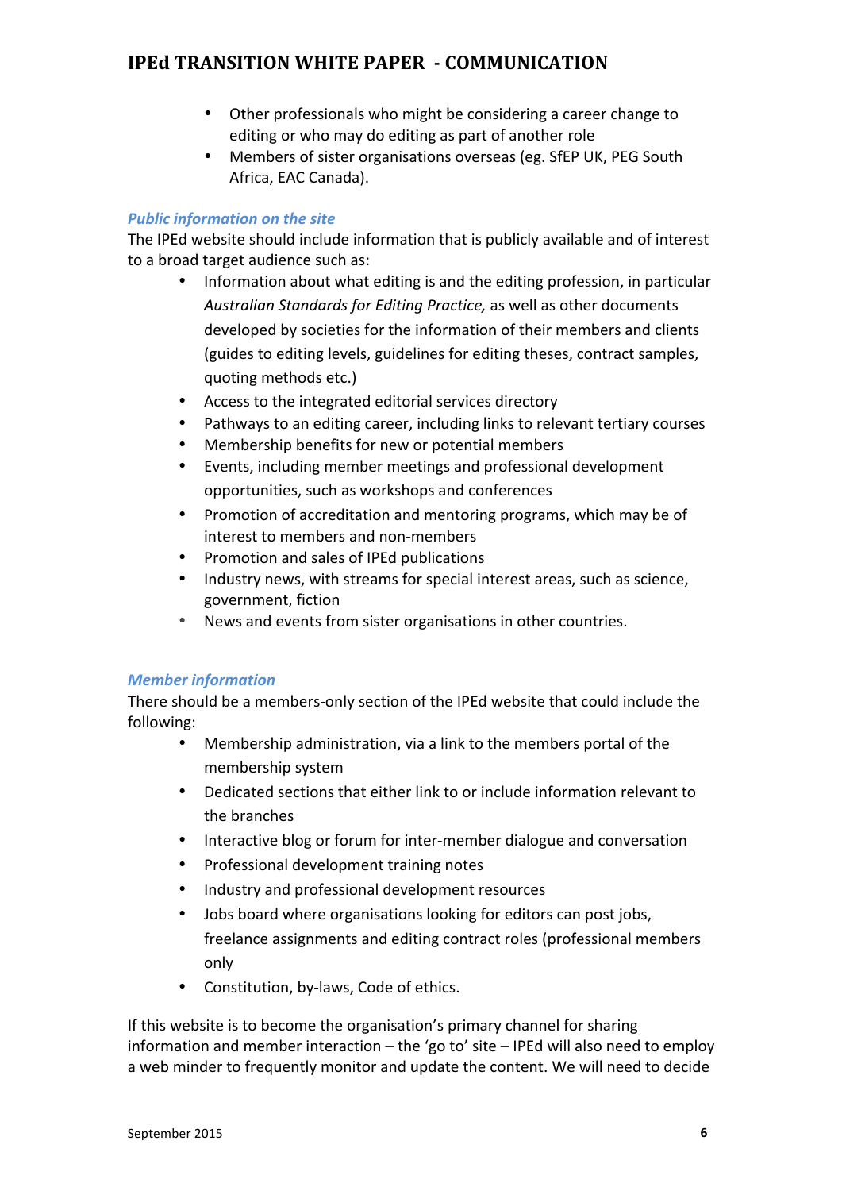- Other professionals who might be considering a career change to editing or who may do editing as part of another role
- Members of sister organisations overseas (eg. SfEP UK, PEG South Africa, EAC Canada).

### *Public information on the site*

The IPEd website should include information that is publicly available and of interest to a broad target audience such as:

- Information about what editing is and the editing profession, in particular *Australian Standards for Editing Practice,* as well as other documents developed by societies for the information of their members and clients (guides to editing levels, guidelines for editing theses, contract samples, quoting methods etc.)
- Access to the integrated editorial services directory
- Pathways to an editing career, including links to relevant tertiary courses
- Membership benefits for new or potential members
- Events, including member meetings and professional development opportunities, such as workshops and conferences
- Promotion of accreditation and mentoring programs, which may be of interest to members and non-members
- Promotion and sales of IPEd publications
- Industry news, with streams for special interest areas, such as science, government, fiction
- News and events from sister organisations in other countries.

### *Member information*

There should be a members-only section of the IPEd website that could include the following:

- Membership administration, via a link to the members portal of the membership system
- Dedicated sections that either link to or include information relevant to the branches
- Interactive blog or forum for inter-member dialogue and conversation
- Professional development training notes
- Industry and professional development resources
- Jobs board where organisations looking for editors can post jobs, freelance assignments and editing contract roles (professional members only
- Constitution, by-laws, Code of ethics.

If this website is to become the organisation's primary channel for sharing information and member interaction – the 'go to' site – IPEd will also need to employ a web minder to frequently monitor and update the content. We will need to decide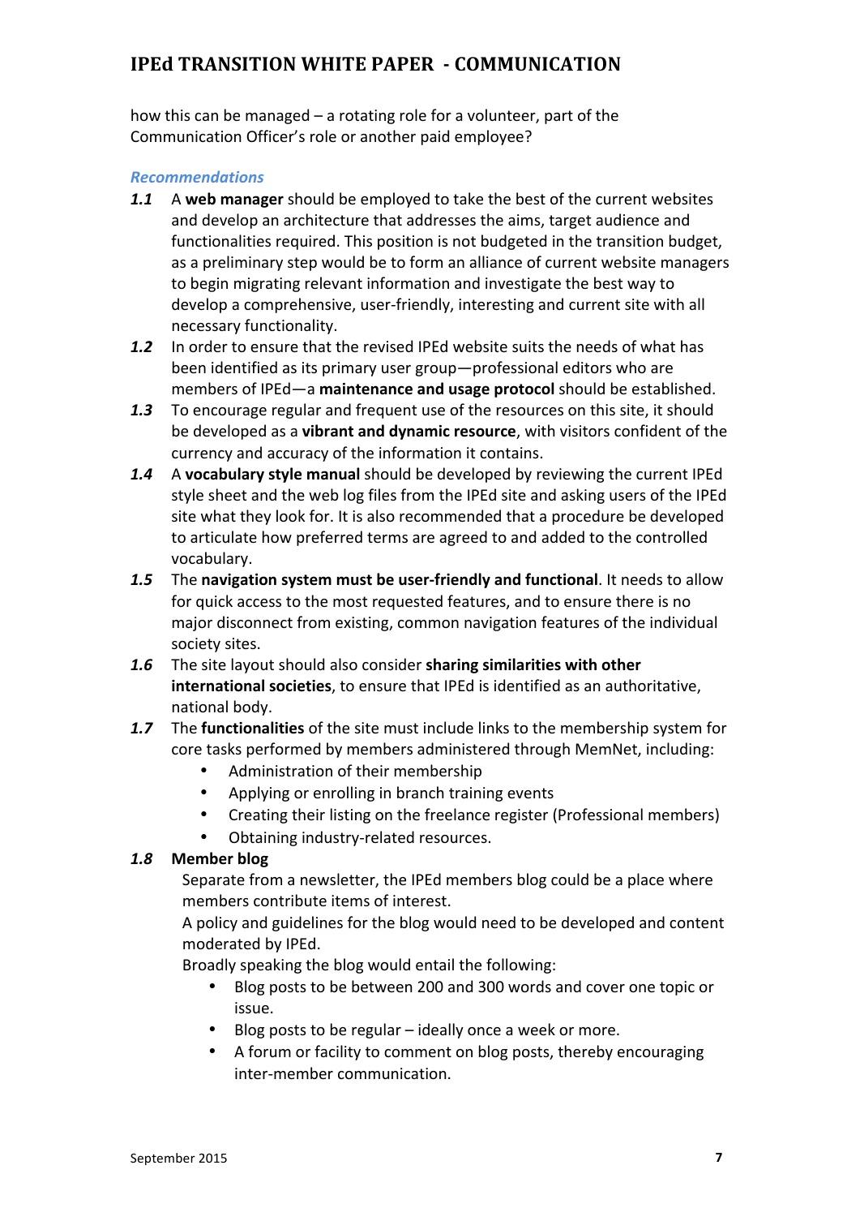how this can be managed – a rotating role for a volunteer, part of the Communication Officer's role or another paid employee?

### *Recommendations*

***1.1*** A **web manager** should be employed to take the best of the current websites and develop an architecture that addresses the aims, target audience and functionalities required. This position is not budgeted in the transition budget, as a preliminary step would be to form an alliance of current website managers to begin migrating relevant information and investigate the best way to develop a comprehensive, user-friendly, interesting and current site with all necessary functionality.

***1.2*** In order to ensure that the revised IPEd website suits the needs of what has been identified as its primary user group—professional editors who are members of IPEd—a **maintenance and usage protocol** should be established.

***1.3*** To encourage regular and frequent use of the resources on this site, it should be developed as a **vibrant and dynamic resource**, with visitors confident of the currency and accuracy of the information it contains.

***1.4*** A **vocabulary style manual** should be developed by reviewing the current IPEd style sheet and the web log files from the IPEd site and asking users of the IPEd site what they look for. It is also recommended that a procedure be developed to articulate how preferred terms are agreed to and added to the controlled vocabulary.

***1.5*** The **navigation system must be user-friendly and functional**. It needs to allow for quick access to the most requested features, and to ensure there is no major disconnect from existing, common navigation features of the individual society sites.

***1.6*** The site layout should also consider **sharing similarities with other international societies**, to ensure that IPEd is identified as an authoritative, national body.

***1.7*** The **functionalities** of the site must include links to the membership system for core tasks performed by members administered through MemNet, including:

- Administration of their membership
- Applying or enrolling in branch training events
- Creating their listing on the freelance register (Professional members)
- Obtaining industry-related resources.

***1.8*** **Member blog**

Separate from a newsletter, the IPEd members blog could be a place where members contribute items of interest.

A policy and guidelines for the blog would need to be developed and content moderated by IPEd.

Broadly speaking the blog would entail the following:

- Blog posts to be between 200 and 300 words and cover one topic or issue.
- Blog posts to be regular – ideally once a week or more.
- A forum or facility to comment on blog posts, thereby encouraging inter-member communication.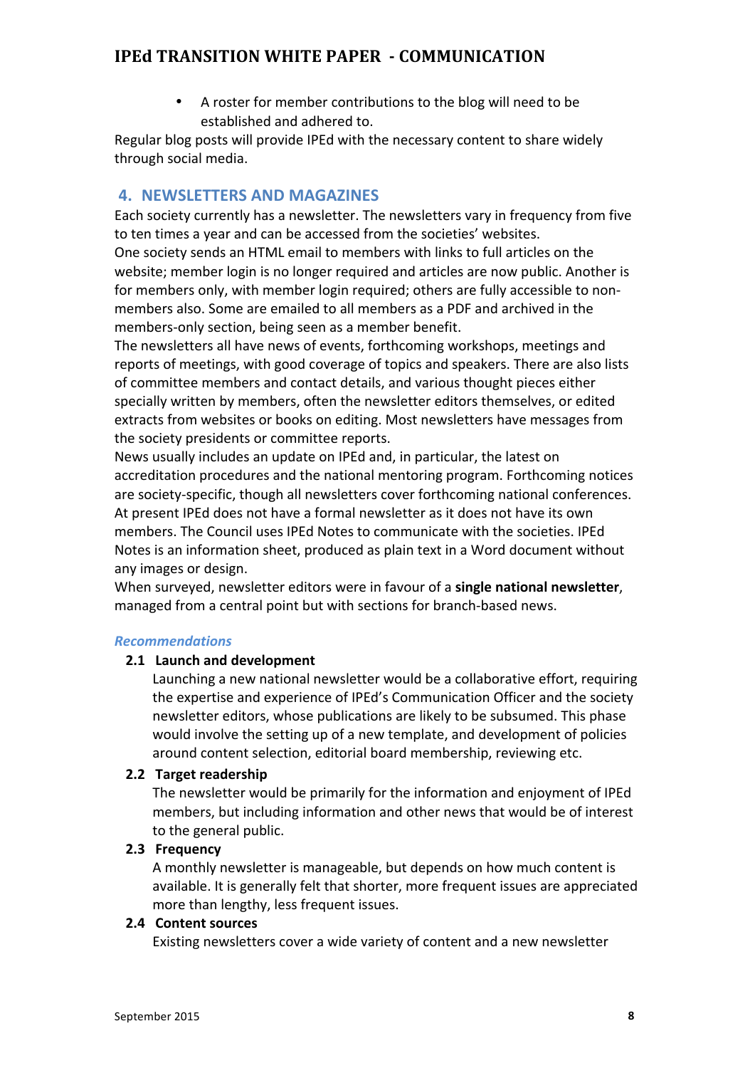- A roster for member contributions to the blog will need to be established and adhered to.

Regular blog posts will provide IPEd with the necessary content to share widely through social media.

## 4. NEWSLETTERS AND MAGAZINES

Each society currently has a newsletter. The newsletters vary in frequency from five to ten times a year and can be accessed from the societies' websites.

One society sends an HTML email to members with links to full articles on the website; member login is no longer required and articles are now public. Another is for members only, with member login required; others are fully accessible to non-members also. Some are emailed to all members as a PDF and archived in the members-only section, being seen as a member benefit.

The newsletters all have news of events, forthcoming workshops, meetings and reports of meetings, with good coverage of topics and speakers. There are also lists of committee members and contact details, and various thought pieces either specially written by members, often the newsletter editors themselves, or edited extracts from websites or books on editing. Most newsletters have messages from the society presidents or committee reports.

News usually includes an update on IPEd and, in particular, the latest on accreditation procedures and the national mentoring program. Forthcoming notices are society-specific, though all newsletters cover forthcoming national conferences.

At present IPEd does not have a formal newsletter as it does not have its own members. The Council uses IPEd Notes to communicate with the societies. IPEd Notes is an information sheet, produced as plain text in a Word document without any images or design.

When surveyed, newsletter editors were in favour of a **single national newsletter**, managed from a central point but with sections for branch-based news.

### *Recommendations*

**2.1 Launch and development**

Launching a new national newsletter would be a collaborative effort, requiring the expertise and experience of IPEd's Communication Officer and the society newsletter editors, whose publications are likely to be subsumed. This phase would involve the setting up of a new template, and development of policies around content selection, editorial board membership, reviewing etc.

**2.2 Target readership**

The newsletter would be primarily for the information and enjoyment of IPEd members, but including information and other news that would be of interest to the general public.

**2.3 Frequency**

A monthly newsletter is manageable, but depends on how much content is available. It is generally felt that shorter, more frequent issues are appreciated more than lengthy, less frequent issues.

**2.4 Content sources**

Existing newsletters cover a wide variety of content and a new newsletter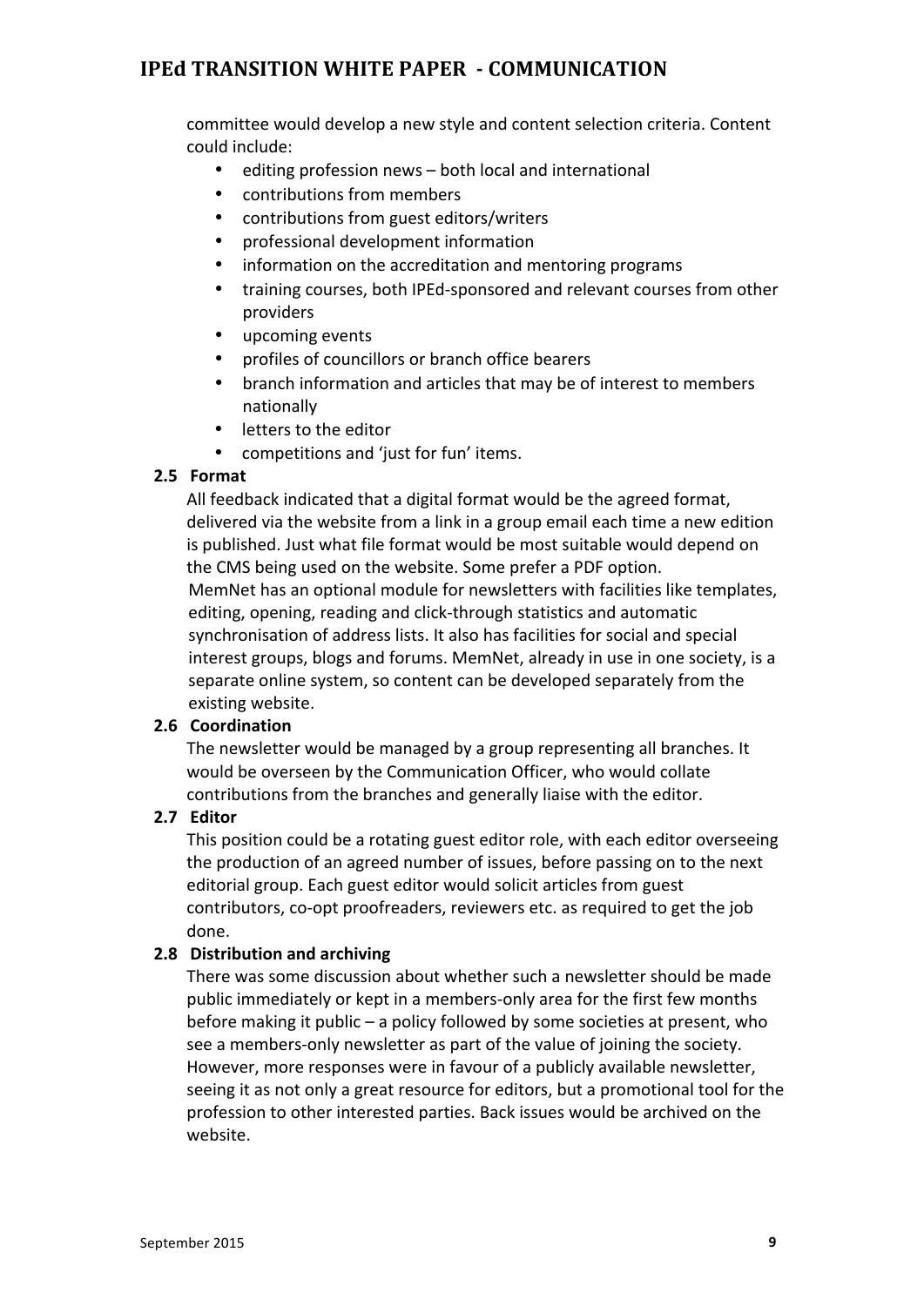committee would develop a new style and content selection criteria. Content could include:

- editing profession news – both local and international
- contributions from members
- contributions from guest editors/writers
- professional development information
- information on the accreditation and mentoring programs
- training courses, both IPEd-sponsored and relevant courses from other providers
- upcoming events
- profiles of councillors or branch office bearers
- branch information and articles that may be of interest to members nationally
- letters to the editor
- competitions and 'just for fun' items.

### 2.5 Format

All feedback indicated that a digital format would be the agreed format, delivered via the website from a link in a group email each time a new edition is published. Just what file format would be most suitable would depend on the CMS being used on the website. Some prefer a PDF option.

MemNet has an optional module for newsletters with facilities like templates, editing, opening, reading and click-through statistics and automatic synchronisation of address lists. It also has facilities for social and special interest groups, blogs and forums. MemNet, already in use in one society, is a separate online system, so content can be developed separately from the existing website.

### 2.6 Coordination

The newsletter would be managed by a group representing all branches. It would be overseen by the Communication Officer, who would collate contributions from the branches and generally liaise with the editor.

### 2.7 Editor

This position could be a rotating guest editor role, with each editor overseeing the production of an agreed number of issues, before passing on to the next editorial group. Each guest editor would solicit articles from guest contributors, co-opt proofreaders, reviewers etc. as required to get the job done.

### 2.8 Distribution and archiving

There was some discussion about whether such a newsletter should be made public immediately or kept in a members-only area for the first few months before making it public – a policy followed by some societies at present, who see a members-only newsletter as part of the value of joining the society. However, more responses were in favour of a publicly available newsletter, seeing it as not only a great resource for editors, but a promotional tool for the profession to other interested parties. Back issues would be archived on the website.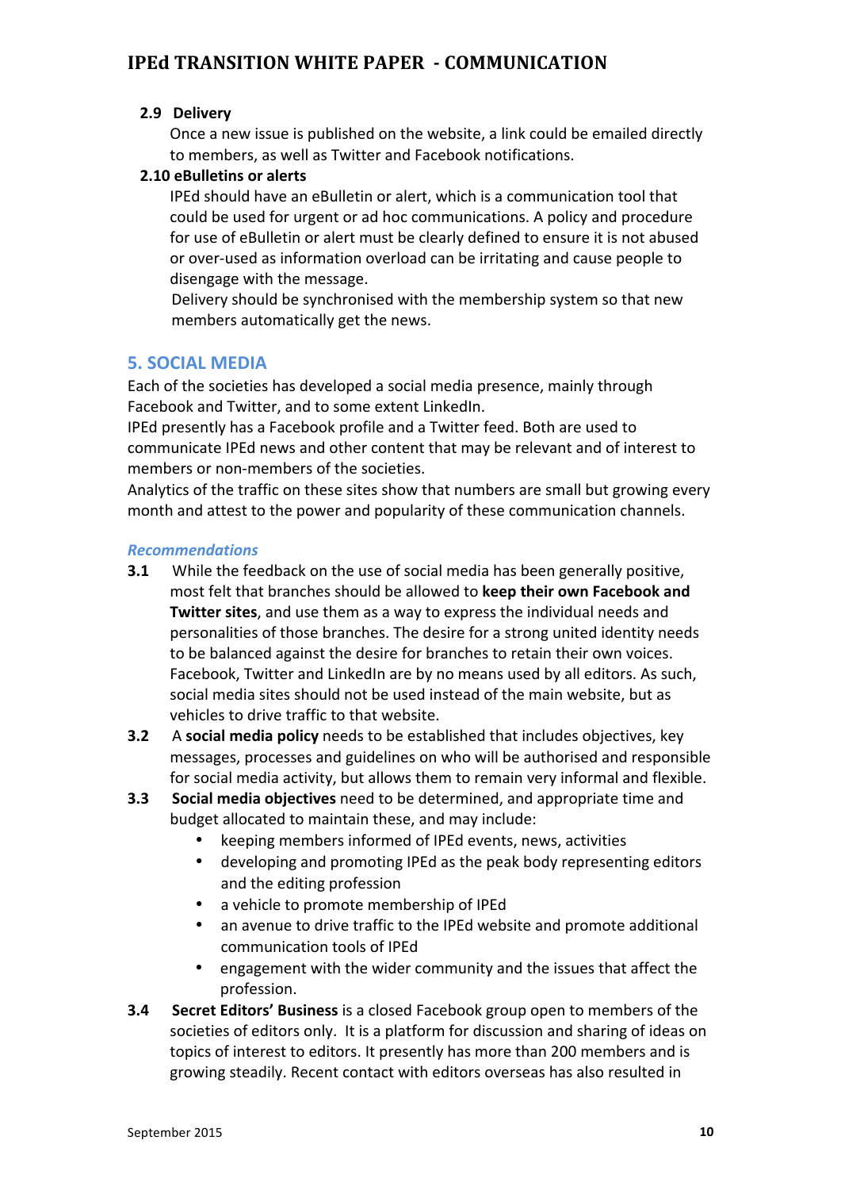### 2.9 Delivery

Once a new issue is published on the website, a link could be emailed directly to members, as well as Twitter and Facebook notifications.

### 2.10 eBulletins or alerts

IPEd should have an eBulletin or alert, which is a communication tool that could be used for urgent or ad hoc communications. A policy and procedure for use of eBulletin or alert must be clearly defined to ensure it is not abused or over-used as information overload can be irritating and cause people to disengage with the message.

Delivery should be synchronised with the membership system so that new members automatically get the news.

## 5. SOCIAL MEDIA

Each of the societies has developed a social media presence, mainly through Facebook and Twitter, and to some extent LinkedIn.

IPEd presently has a Facebook profile and a Twitter feed. Both are used to communicate IPEd news and other content that may be relevant and of interest to members or non-members of the societies.

Analytics of the traffic on these sites show that numbers are small but growing every month and attest to the power and popularity of these communication channels.

### *Recommendations*

**3.1** While the feedback on the use of social media has been generally positive, most felt that branches should be allowed to **keep their own Facebook and Twitter sites**, and use them as a way to express the individual needs and personalities of those branches. The desire for a strong united identity needs to be balanced against the desire for branches to retain their own voices. Facebook, Twitter and LinkedIn are by no means used by all editors. As such, social media sites should not be used instead of the main website, but as vehicles to drive traffic to that website.

**3.2** A **social media policy** needs to be established that includes objectives, key messages, processes and guidelines on who will be authorised and responsible for social media activity, but allows them to remain very informal and flexible.

**3.3** **Social media objectives** need to be determined, and appropriate time and budget allocated to maintain these, and may include:

- keeping members informed of IPEd events, news, activities
- developing and promoting IPEd as the peak body representing editors and the editing profession
- a vehicle to promote membership of IPEd
- an avenue to drive traffic to the IPEd website and promote additional communication tools of IPEd
- engagement with the wider community and the issues that affect the profession.

**3.4** **Secret Editors' Business** is a closed Facebook group open to members of the societies of editors only. It is a platform for discussion and sharing of ideas on topics of interest to editors. It presently has more than 200 members and is growing steadily. Recent contact with editors overseas has also resulted in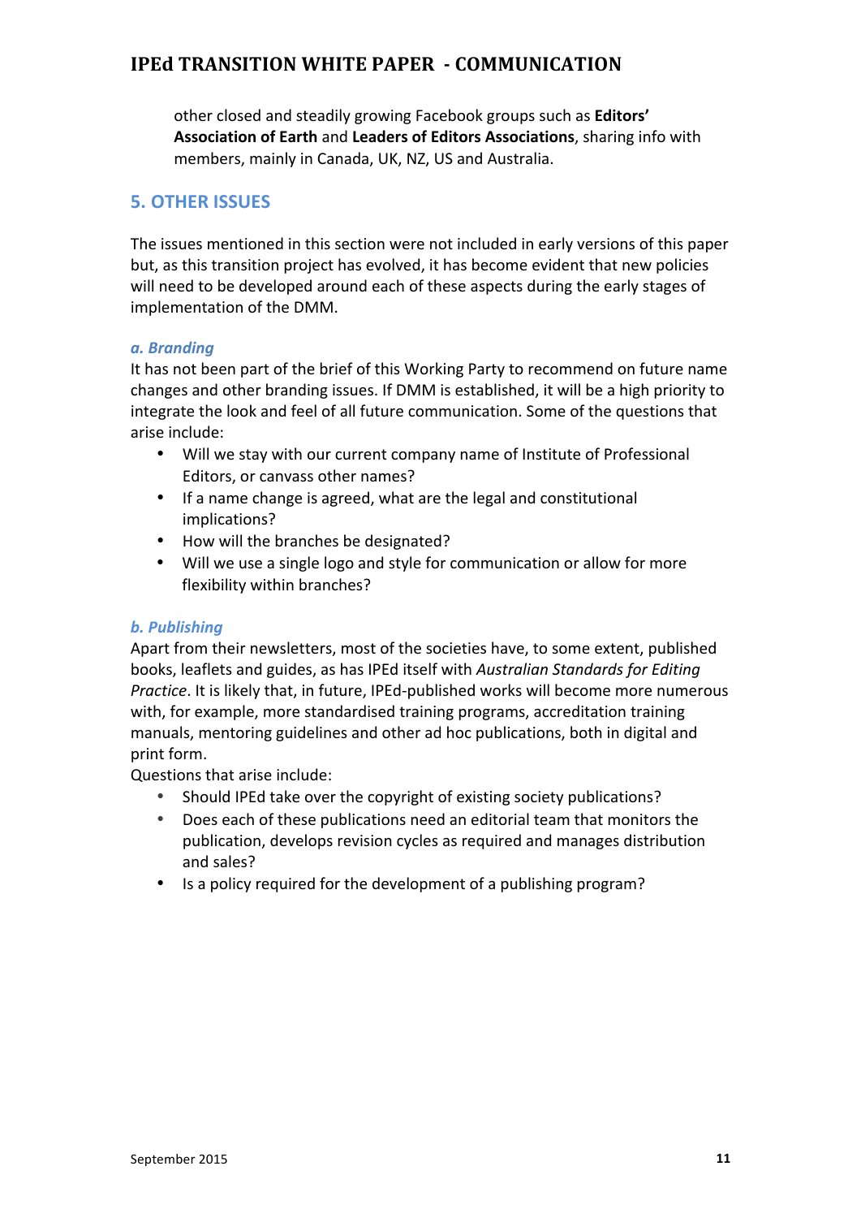other closed and steadily growing Facebook groups such as **Editors' Association of Earth** and **Leaders of Editors Associations**, sharing info with members, mainly in Canada, UK, NZ, US and Australia.

## 5. OTHER ISSUES

The issues mentioned in this section were not included in early versions of this paper but, as this transition project has evolved, it has become evident that new policies will need to be developed around each of these aspects during the early stages of implementation of the DMM.

### *a. Branding*

It has not been part of the brief of this Working Party to recommend on future name changes and other branding issues. If DMM is established, it will be a high priority to integrate the look and feel of all future communication. Some of the questions that arise include:

- Will we stay with our current company name of Institute of Professional Editors, or canvass other names?
- If a name change is agreed, what are the legal and constitutional implications?
- How will the branches be designated?
- Will we use a single logo and style for communication or allow for more flexibility within branches?

### *b. Publishing*

Apart from their newsletters, most of the societies have, to some extent, published books, leaflets and guides, as has IPEd itself with *Australian Standards for Editing Practice*. It is likely that, in future, IPEd-published works will become more numerous with, for example, more standardised training programs, accreditation training manuals, mentoring guidelines and other ad hoc publications, both in digital and print form.

Questions that arise include:

- Should IPEd take over the copyright of existing society publications?
- Does each of these publications need an editorial team that monitors the publication, develops revision cycles as required and manages distribution and sales?
- Is a policy required for the development of a publishing program?